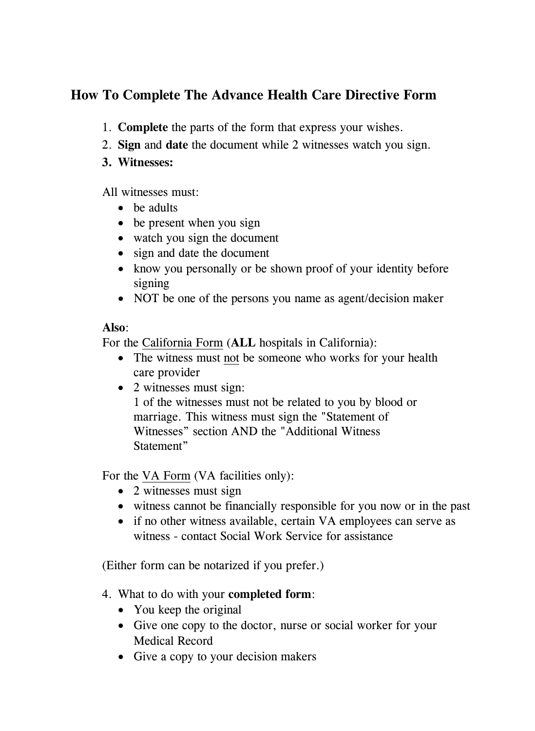# How To Complete The Advance Health Care Directive Form

1. **Complete** the parts of the form that express your wishes.
2. **Sign** and **date** the document while 2 witnesses watch you sign.
3. **Witnesses:**

All witnesses must:

- be adults
- be present when you sign
- watch you sign the document
- sign and date the document
- know you personally or be shown proof of your identity before signing
- NOT be one of the persons you name as agent/decision maker

**Also**:

For the <u>California Form</u> (**ALL** hospitals in California):

- The witness must <u>not</u> be someone who works for your health care provider
- 2 witnesses must sign:
  1 of the witnesses must not be related to you by blood or marriage. This witness must sign the "Statement of Witnesses" section AND the "Additional Witness Statement"

For the <u>VA Form</u> (VA facilities only):

- 2 witnesses must sign
- witness cannot be financially responsible for you now or in the past
- if no other witness available, certain VA employees can serve as witness - contact Social Work Service for assistance

(Either form can be notarized if you prefer.)

4. What to do with your **completed form**:
   - You keep the original
   - Give one copy to the doctor, nurse or social worker for your Medical Record
   - Give a copy to your decision makers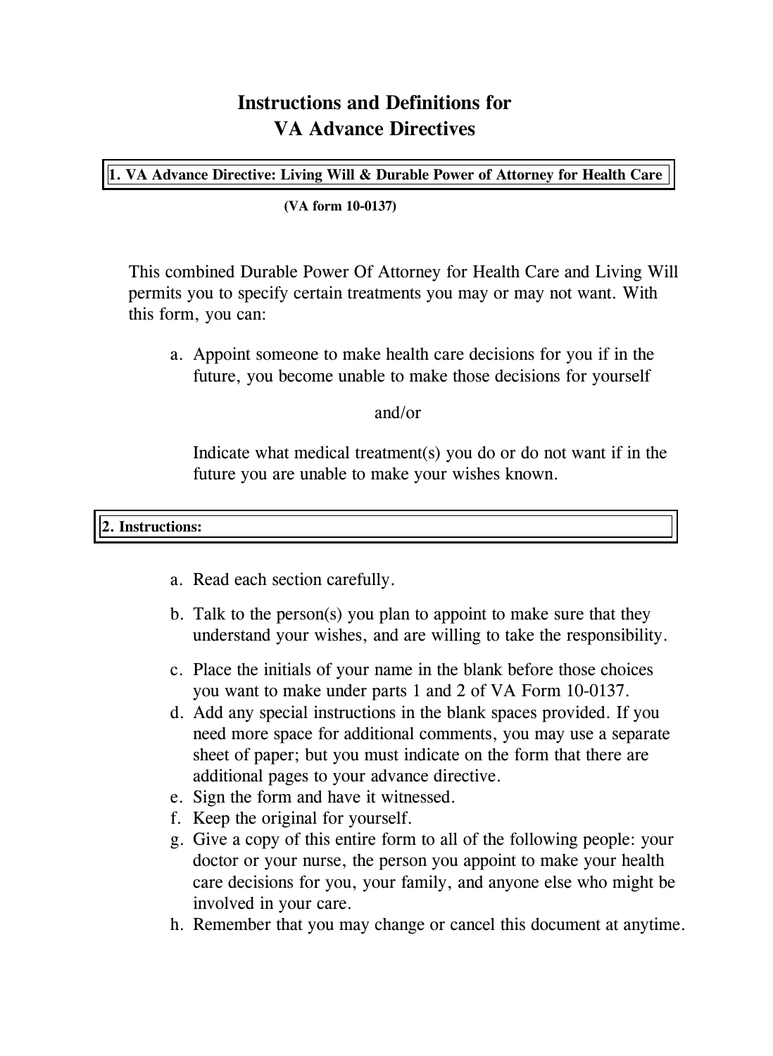# Instructions and Definitions for VA Advance Directives

## 1. VA Advance Directive: Living Will & Durable Power of Attorney for Health Care

**(VA form 10-0137)**

This combined Durable Power Of Attorney for Health Care and Living Will permits you to specify certain treatments you may or may not want. With this form, you can:

a. Appoint someone to make health care decisions for you if in the future, you become unable to make those decisions for yourself

and/or

Indicate what medical treatment(s) you do or do not want if in the future you are unable to make your wishes known.

## 2. Instructions:

a. Read each section carefully.
b. Talk to the person(s) you plan to appoint to make sure that they understand your wishes, and are willing to take the responsibility.
c. Place the initials of your name in the blank before those choices you want to make under parts 1 and 2 of VA Form 10-0137.
d. Add any special instructions in the blank spaces provided. If you need more space for additional comments, you may use a separate sheet of paper; but you must indicate on the form that there are additional pages to your advance directive.
e. Sign the form and have it witnessed.
f. Keep the original for yourself.
g. Give a copy of this entire form to all of the following people: your doctor or your nurse, the person you appoint to make your health care decisions for you, your family, and anyone else who might be involved in your care.
h. Remember that you may change or cancel this document at anytime.